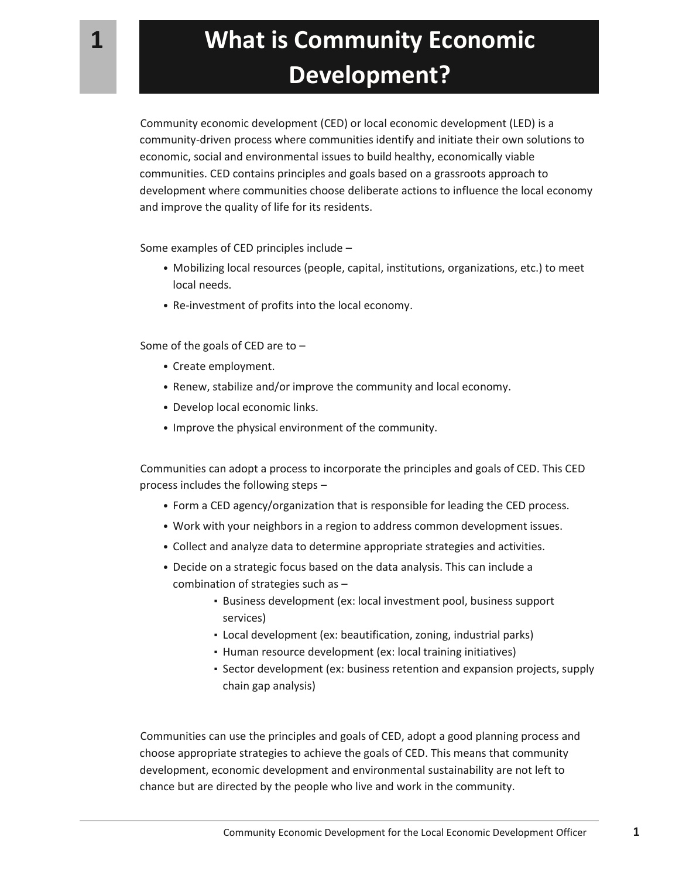# 1 What is Community Economic Development?

Community economic development (CED) or local economic development (LED) is a community-driven process where communities identify and initiate their own solutions to economic, social and environmental issues to build healthy, economically viable communities. CED contains principles and goals based on a grassroots approach to development where communities choose deliberate actions to influence the local economy and improve the quality of life for its residents.

Some examples of CED principles include –

- Mobilizing local resources (people, capital, institutions, organizations, etc.) to meet local needs.
- Re-investment of profits into the local economy.

Some of the goals of CED are to –

- Create employment.
- Renew, stabilize and/or improve the community and local economy.
- Develop local economic links.
- Improve the physical environment of the community.

Communities can adopt a process to incorporate the principles and goals of CED. This CED process includes the following steps –

- Form a CED agency/organization that is responsible for leading the CED process.
- Work with your neighbors in a region to address common development issues.
- Collect and analyze data to determine appropriate strategies and activities.
- Decide on a strategic focus based on the data analysis. This can include a combination of strategies such as –
    - Business development (ex: local investment pool, business support services)
    - Local development (ex: beautification, zoning, industrial parks)
    - Human resource development (ex: local training initiatives)
    - Sector development (ex: business retention and expansion projects, supply chain gap analysis)

Communities can use the principles and goals of CED, adopt a good planning process and choose appropriate strategies to achieve the goals of CED. This means that community development, economic development and environmental sustainability are not left to chance but are directed by the people who live and work in the community.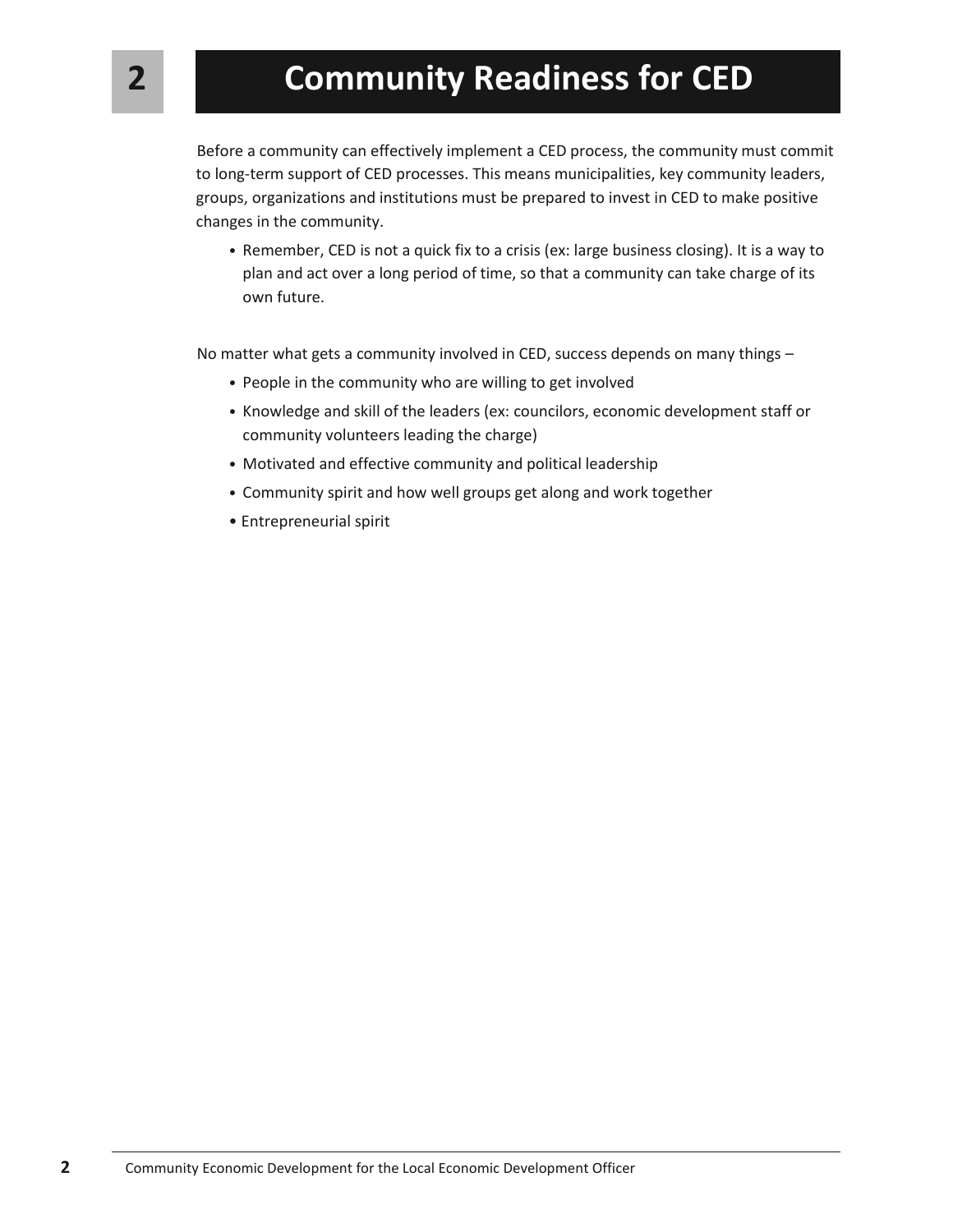# 2 Community Readiness for CED

Before a community can effectively implement a CED process, the community must commit to long-term support of CED processes. This means municipalities, key community leaders, groups, organizations and institutions must be prepared to invest in CED to make positive changes in the community.

- Remember, CED is not a quick fix to a crisis (ex: large business closing). It is a way to plan and act over a long period of time, so that a community can take charge of its own future.

No matter what gets a community involved in CED, success depends on many things –

- People in the community who are willing to get involved
- Knowledge and skill of the leaders (ex: councilors, economic development staff or community volunteers leading the charge)
- Motivated and effective community and political leadership
- Community spirit and how well groups get along and work together
- Entrepreneurial spirit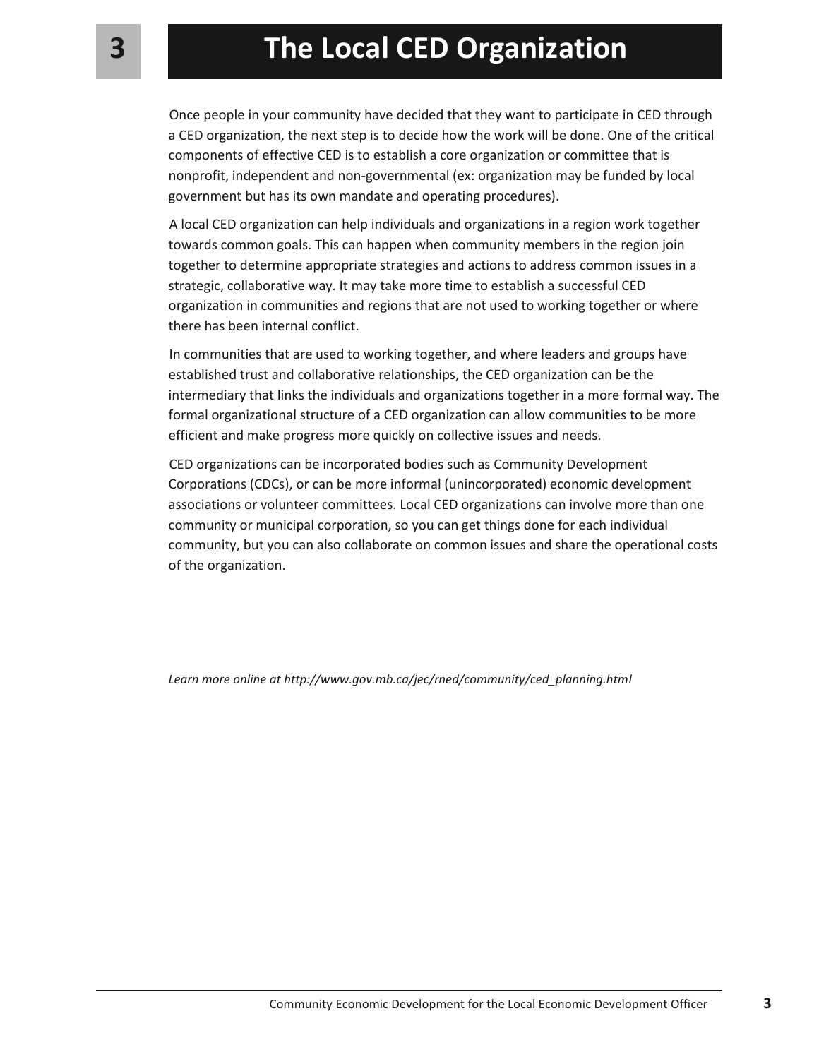# 3 The Local CED Organization

Once people in your community have decided that they want to participate in CED through a CED organization, the next step is to decide how the work will be done. One of the critical components of effective CED is to establish a core organization or committee that is nonprofit, independent and non-governmental (ex: organization may be funded by local government but has its own mandate and operating procedures).

A local CED organization can help individuals and organizations in a region work together towards common goals. This can happen when community members in the region join together to determine appropriate strategies and actions to address common issues in a strategic, collaborative way. It may take more time to establish a successful CED organization in communities and regions that are not used to working together or where there has been internal conflict.

In communities that are used to working together, and where leaders and groups have established trust and collaborative relationships, the CED organization can be the intermediary that links the individuals and organizations together in a more formal way. The formal organizational structure of a CED organization can allow communities to be more efficient and make progress more quickly on collective issues and needs.

CED organizations can be incorporated bodies such as Community Development Corporations (CDCs), or can be more informal (unincorporated) economic development associations or volunteer committees. Local CED organizations can involve more than one community or municipal corporation, so you can get things done for each individual community, but you can also collaborate on common issues and share the operational costs of the organization.

*Learn more online at http://www.gov.mb.ca/jec/rned/community/ced_planning.html*